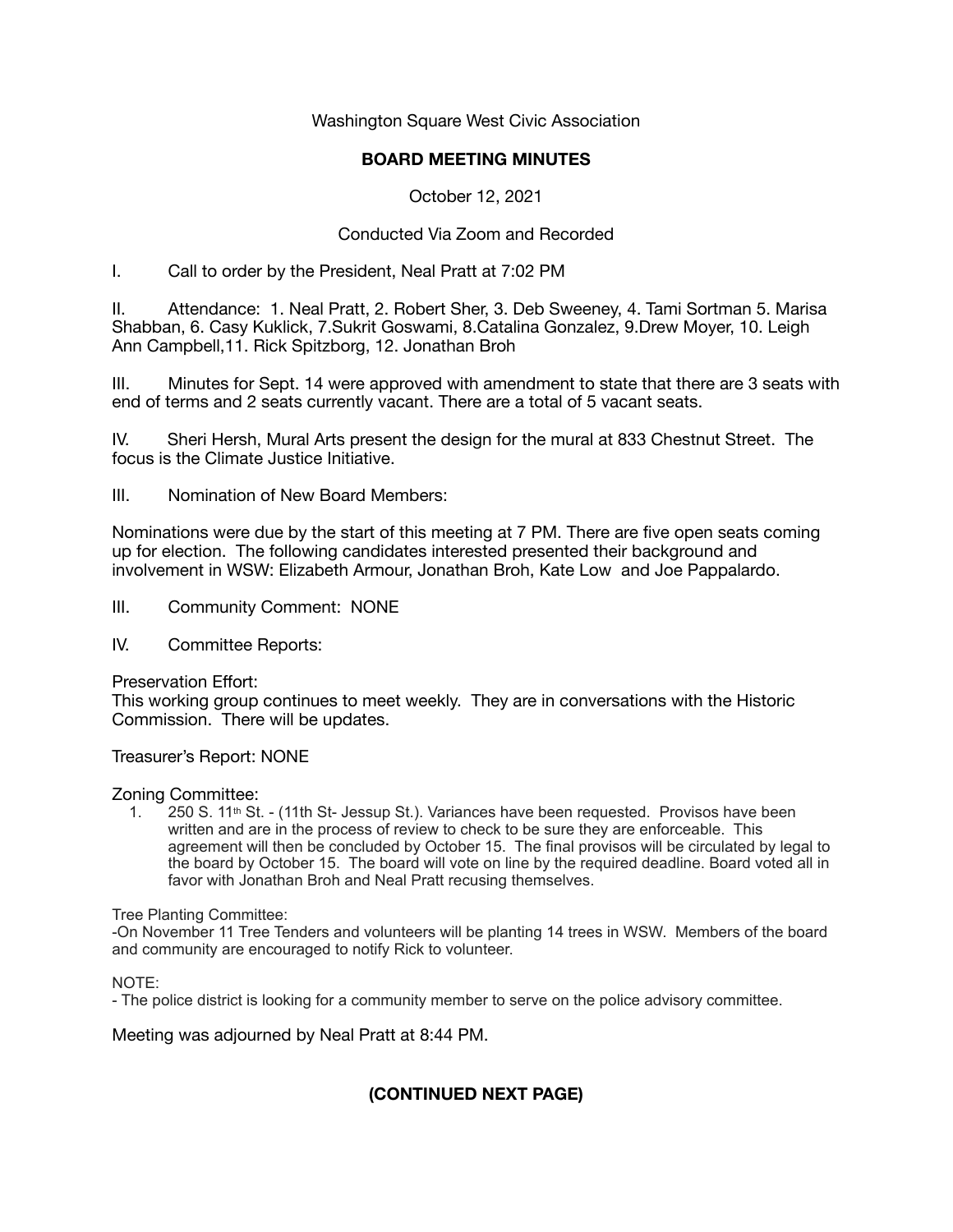Washington Square West Civic Association

**BOARD MEETING MINUTES**

October 12, 2021

Conducted Via Zoom and Recorded

I. Call to order by the President, Neal Pratt at 7:02 PM

II. Attendance: 1. Neal Pratt, 2. Robert Sher, 3. Deb Sweeney, 4. Tami Sortman 5. Marisa Shabban, 6. Casy Kuklick, 7.Sukrit Goswami, 8.Catalina Gonzalez, 9.Drew Moyer, 10. Leigh Ann Campbell,11. Rick Spitzborg, 12. Jonathan Broh

III. Minutes for Sept. 14 were approved with amendment to state that there are 3 seats with end of terms and 2 seats currently vacant. There are a total of 5 vacant seats.

IV. Sheri Hersh, Mural Arts present the design for the mural at 833 Chestnut Street. The focus is the Climate Justice Initiative.

III. Nomination of New Board Members:

Nominations were due by the start of this meeting at 7 PM. There are five open seats coming up for election. The following candidates interested presented their background and involvement in WSW: Elizabeth Armour, Jonathan Broh, Kate Low and Joe Pappalardo.

III. Community Comment: NONE

IV. Committee Reports:

Preservation Effort:
This working group continues to meet weekly. They are in conversations with the Historic Commission. There will be updates.

Treasurer's Report: NONE

Zoning Committee:

1. 250 S. 11th St. - (11th St- Jessup St.). Variances have been requested. Provisos have been written and are in the process of review to check to be sure they are enforceable. This agreement will then be concluded by October 15. The final provisos will be circulated by legal to the board by October 15. The board will vote on line by the required deadline. Board voted all in favor with Jonathan Broh and Neal Pratt recusing themselves.

Tree Planting Committee:
-On November 11 Tree Tenders and volunteers will be planting 14 trees in WSW. Members of the board and community are encouraged to notify Rick to volunteer.

NOTE:
- The police district is looking for a community member to serve on the police advisory committee.

Meeting was adjourned by Neal Pratt at 8:44 PM.

**(CONTINUED NEXT PAGE)**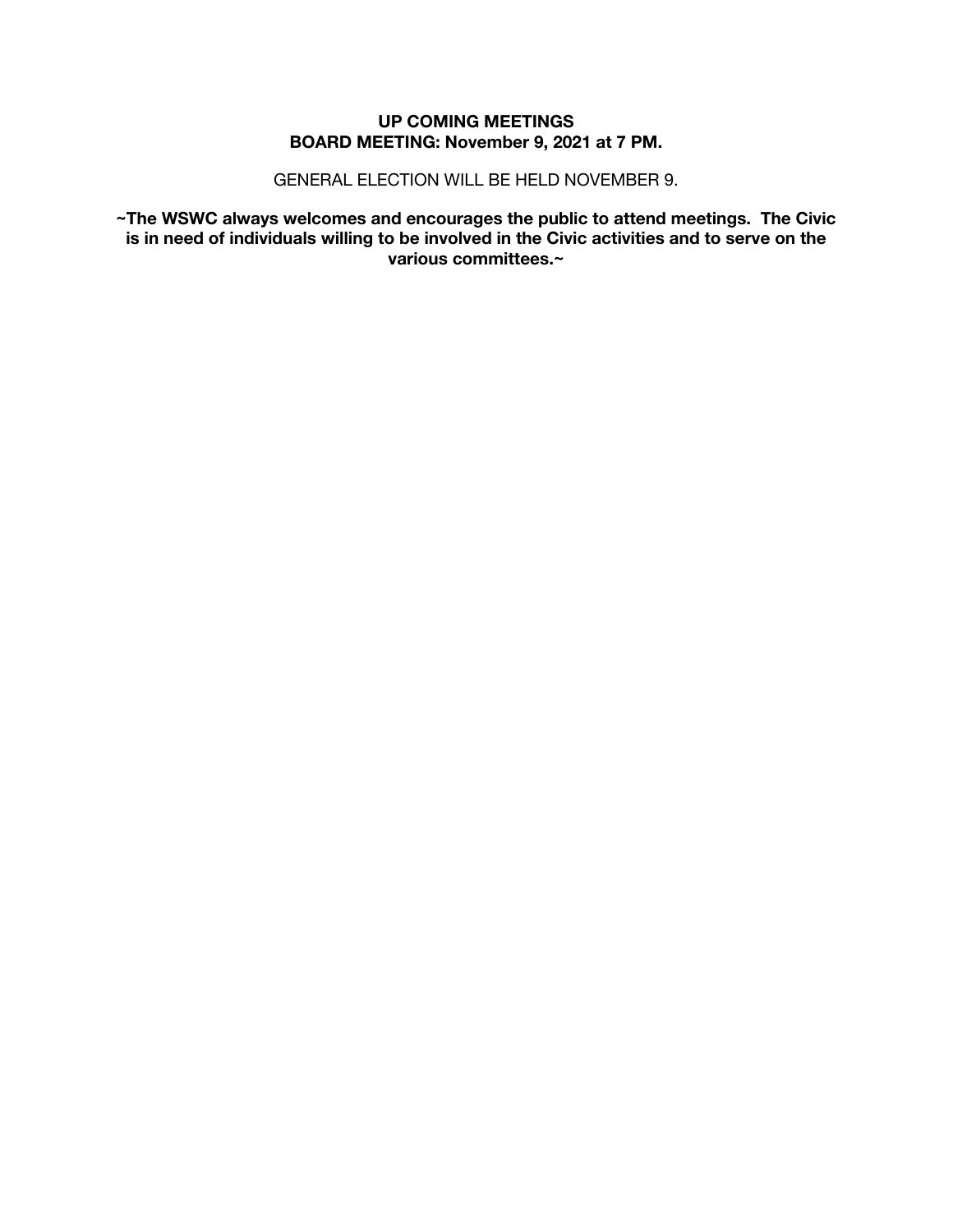**UP COMING MEETINGS**
**BOARD MEETING: November 9, 2021 at 7 PM.**

GENERAL ELECTION WILL BE HELD NOVEMBER 9.

**~The WSWC always welcomes and encourages the public to attend meetings. The Civic is in need of individuals willing to be involved in the Civic activities and to serve on the various committees.~**